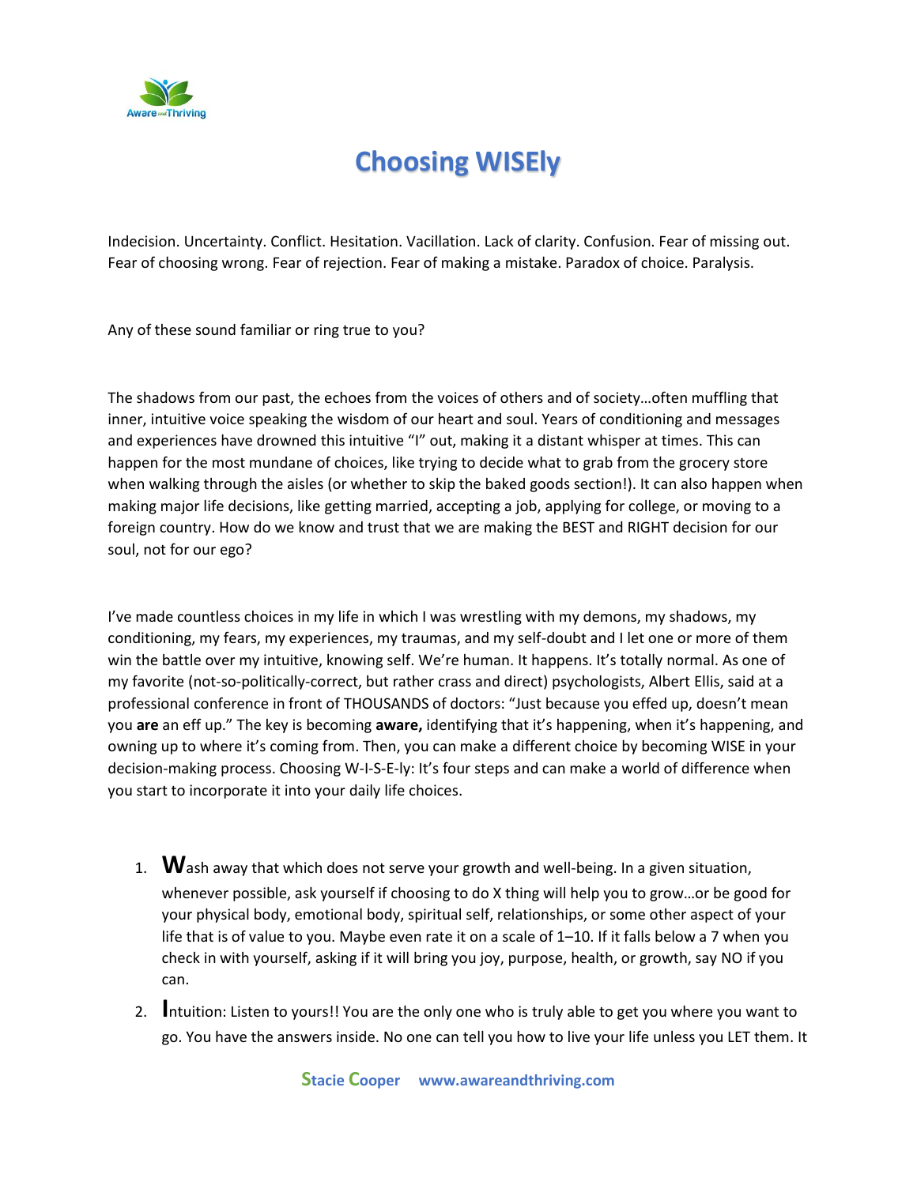# Choosing WISEly

Indecision. Uncertainty. Conflict. Hesitation. Vacillation. Lack of clarity. Confusion. Fear of missing out. Fear of choosing wrong. Fear of rejection. Fear of making a mistake. Paradox of choice. Paralysis.

Any of these sound familiar or ring true to you?

The shadows from our past, the echoes from the voices of others and of society…often muffling that inner, intuitive voice speaking the wisdom of our heart and soul. Years of conditioning and messages and experiences have drowned this intuitive "I" out, making it a distant whisper at times. This can happen for the most mundane of choices, like trying to decide what to grab from the grocery store when walking through the aisles (or whether to skip the baked goods section!). It can also happen when making major life decisions, like getting married, accepting a job, applying for college, or moving to a foreign country. How do we know and trust that we are making the BEST and RIGHT decision for our soul, not for our ego?

I've made countless choices in my life in which I was wrestling with my demons, my shadows, my conditioning, my fears, my experiences, my traumas, and my self-doubt and I let one or more of them win the battle over my intuitive, knowing self. We're human. It happens. It's totally normal. As one of my favorite (not-so-politically-correct, but rather crass and direct) psychologists, Albert Ellis, said at a professional conference in front of THOUSANDS of doctors: "Just because you effed up, doesn't mean you **are** an eff up." The key is becoming **aware,** identifying that it's happening, when it's happening, and owning up to where it's coming from. Then, you can make a different choice by becoming WISE in your decision-making process. Choosing W-I-S-E-ly: It's four steps and can make a world of difference when you start to incorporate it into your daily life choices.

1. **W**ash away that which does not serve your growth and well-being. In a given situation, whenever possible, ask yourself if choosing to do X thing will help you to grow…or be good for your physical body, emotional body, spiritual self, relationships, or some other aspect of your life that is of value to you. Maybe even rate it on a scale of 1–10. If it falls below a 7 when you check in with yourself, asking if it will bring you joy, purpose, health, or growth, say NO if you can.
2. **I**ntuition: Listen to yours!! You are the only one who is truly able to get you where you want to go. You have the answers inside. No one can tell you how to live your life unless you LET them. It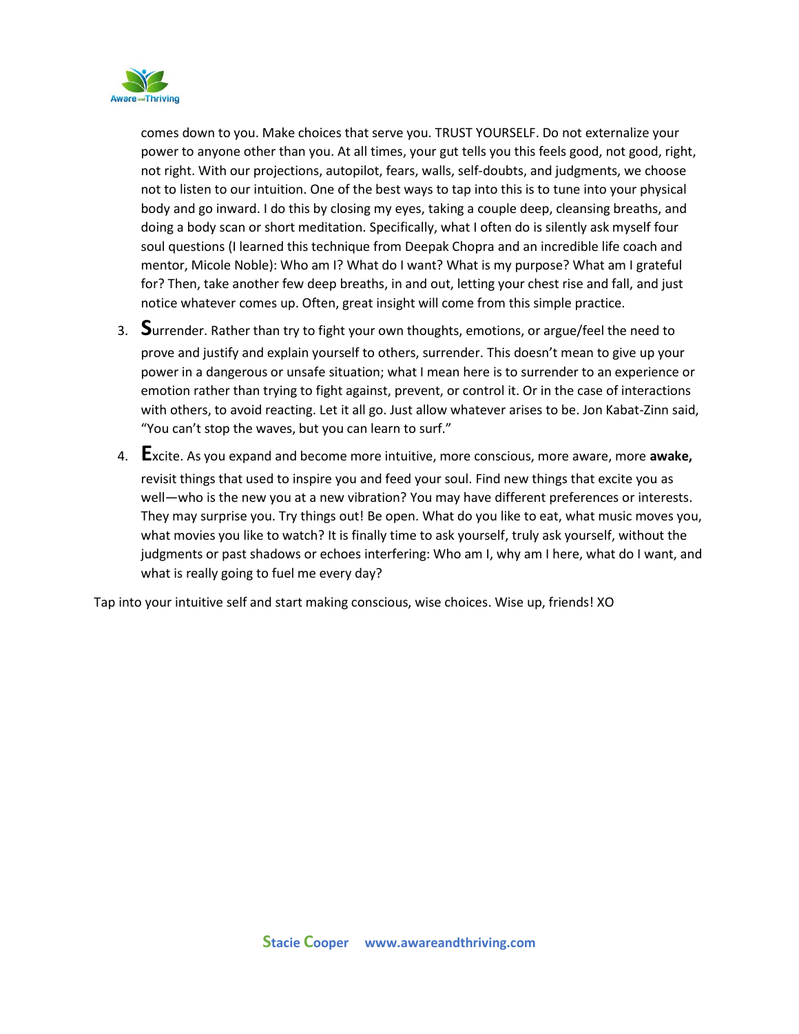comes down to you. Make choices that serve you. TRUST YOURSELF. Do not externalize your power to anyone other than you. At all times, your gut tells you this feels good, not good, right, not right. With our projections, autopilot, fears, walls, self-doubts, and judgments, we choose not to listen to our intuition. One of the best ways to tap into this is to tune into your physical body and go inward. I do this by closing my eyes, taking a couple deep, cleansing breaths, and doing a body scan or short meditation. Specifically, what I often do is silently ask myself four soul questions (I learned this technique from Deepak Chopra and an incredible life coach and mentor, Micole Noble): Who am I? What do I want? What is my purpose? What am I grateful for? Then, take another few deep breaths, in and out, letting your chest rise and fall, and just notice whatever comes up. Often, great insight will come from this simple practice.

3. **S**urrender. Rather than try to fight your own thoughts, emotions, or argue/feel the need to prove and justify and explain yourself to others, surrender. This doesn't mean to give up your power in a dangerous or unsafe situation; what I mean here is to surrender to an experience or emotion rather than trying to fight against, prevent, or control it. Or in the case of interactions with others, to avoid reacting. Let it all go. Just allow whatever arises to be. Jon Kabat-Zinn said, "You can't stop the waves, but you can learn to surf."
4. **E**xcite. As you expand and become more intuitive, more conscious, more aware, more **awake,** revisit things that used to inspire you and feed your soul. Find new things that excite you as well—who is the new you at a new vibration? You may have different preferences or interests. They may surprise you. Try things out! Be open. What do you like to eat, what music moves you, what movies you like to watch? It is finally time to ask yourself, truly ask yourself, without the judgments or past shadows or echoes interfering: Who am I, why am I here, what do I want, and what is really going to fuel me every day?

Tap into your intuitive self and start making conscious, wise choices. Wise up, friends! XO